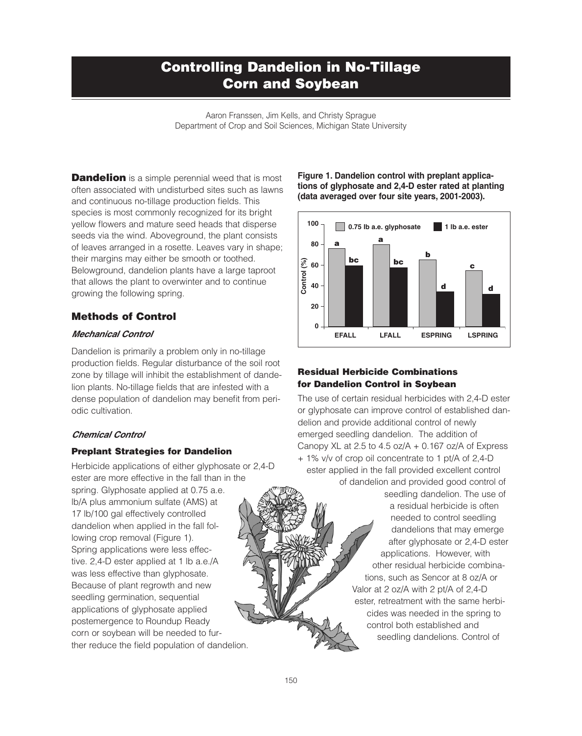# Controlling Dandelion in No-Tillage Corn and Soybean

Aaron Franssen, Jim Kells, and Christy Sprague
Department of Crop and Soil Sciences, Michigan State University

**Dandelion** is a simple perennial weed that is most often associated with undisturbed sites such as lawns and continuous no-tillage production fields. This species is most commonly recognized for its bright yellow flowers and mature seed heads that disperse seeds via the wind. Aboveground, the plant consists of leaves arranged in a rosette. Leaves vary in shape; their margins may either be smooth or toothed. Belowground, dandelion plants have a large taproot that allows the plant to overwinter and to continue growing the following spring.

## Methods of Control

### *Mechanical Control*

Dandelion is primarily a problem only in no-tillage production fields. Regular disturbance of the soil root zone by tillage will inhibit the establishment of dandelion plants. No-tillage fields that are infested with a dense population of dandelion may benefit from periodic cultivation.

### *Chemical Control*

#### Preplant Strategies for Dandelion

Herbicide applications of either glyphosate or 2,4-D ester are more effective in the fall than in the spring. Glyphosate applied at 0.75 a.e. lb/A plus ammonium sulfate (AMS) at 17 lb/100 gal effectively controlled dandelion when applied in the fall following crop removal (Figure 1). Spring applications were less effective. 2,4-D ester applied at 1 lb a.e./A was less effective than glyphosate. Because of plant regrowth and new seedling germination, sequential applications of glyphosate applied postemergence to Roundup Ready corn or soybean will be needed to further reduce the field population of dandelion.

**Figure 1. Dandelion control with preplant applications of glyphosate and 2,4-D ester rated at planting (data averaged over four site years, 2001-2003).**

| Timing | 0.75 lb a.e. glyphosate Control (%) | 1 lb a.e. ester Control (%) |
|---|---|---|
| EFALL | ~76 (a) | ~60 (bc) |
| LFALL | ~80 (a) | ~58 (bc) |
| ESPRING | ~65 (b) | ~35 (d) |
| LSPRING | ~55 (c) | ~32 (d) |

#### Residual Herbicide Combinations for Dandelion Control in Soybean

The use of certain residual herbicides with 2,4-D ester or glyphosate can improve control of established dandelion and provide additional control of newly emerged seedling dandelion. The addition of Canopy XL at 2.5 to 4.5 oz/A + 0.167 oz/A of Express + 1% v/v of crop oil concentrate to 1 pt/A of 2,4-D ester applied in the fall provided excellent control of dandelion and provided good control of seedling dandelion. The use of a residual herbicide is often needed to control seedling dandelions that may emerge after glyphosate or 2,4-D ester applications. However, with other residual herbicide combinations, such as Sencor at 8 oz/A or Valor at 2 oz/A with 2 pt/A of 2,4-D ester, retreatment with the same herbicides was needed in the spring to control both established and seedling dandelions. Control of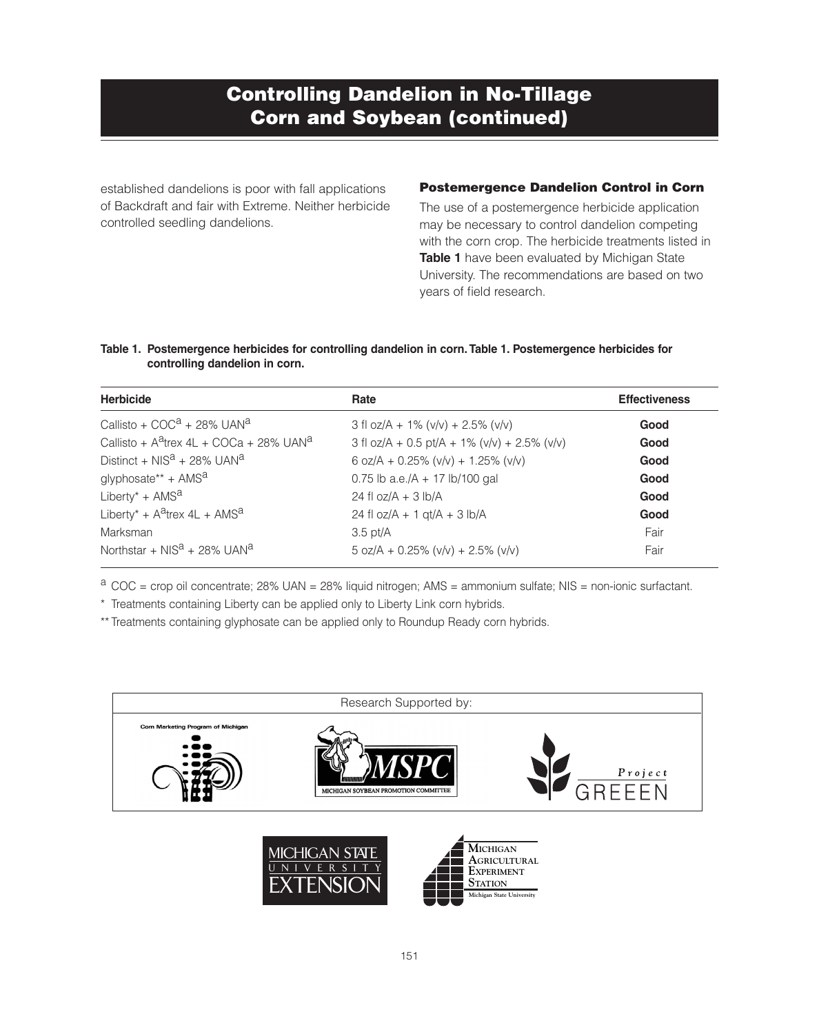# Controlling Dandelion in No-Tillage Corn and Soybean (continued)

established dandelions is poor with fall applications of Backdraft and fair with Extreme. Neither herbicide controlled seedling dandelions.

## Postemergence Dandelion Control in Corn

The use of a postemergence herbicide application may be necessary to control dandelion competing with the corn crop. The herbicide treatments listed in **Table 1** have been evaluated by Michigan State University. The recommendations are based on two years of field research.

**Table 1. Postemergence herbicides for controlling dandelion in corn. Table 1. Postemergence herbicides for controlling dandelion in corn.**

| Herbicide | Rate | Effectiveness |
|---|---|---|
| Callisto + COC[a] + 28% UAN[a] | 3 fl oz/A + 1% (v/v) + 2.5% (v/v) | **Good** |
| Callisto + A[a]trex 4L + COCa + 28% UAN[a] | 3 fl oz/A + 0.5 pt/A + 1% (v/v) + 2.5% (v/v) | **Good** |
| Distinct + NIS[a] + 28% UAN[a] | 6 oz/A + 0.25% (v/v) + 1.25% (v/v) | **Good** |
| glyphosate** + AMS[a] | 0.75 lb a.e./A + 17 lb/100 gal | **Good** |
| Liberty* + AMS[a] | 24 fl oz/A + 3 lb/A | **Good** |
| Liberty* + A[a]trex 4L + AMS[a] | 24 fl oz/A + 1 qt/A + 3 lb/A | **Good** |
| Marksman | 3.5 pt/A | Fair |
| Northstar + NIS[a] + 28% UAN[a] | 5 oz/A + 0.25% (v/v) + 2.5% (v/v) | Fair |

[a] COC = crop oil concentrate; 28% UAN = 28% liquid nitrogen; AMS = ammonium sulfate; NIS = non-ionic surfactant.

\* Treatments containing Liberty can be applied only to Liberty Link corn hybrids.

** Treatments containing glyphosate can be applied only to Roundup Ready corn hybrids.

Research Supported by:

Corn Marketing Program of Michigan

MSPC — Michigan Soybean Promotion Committee

Project GREEEN

Michigan State University Extension

Michigan Agricultural Experiment Station — Michigan State University